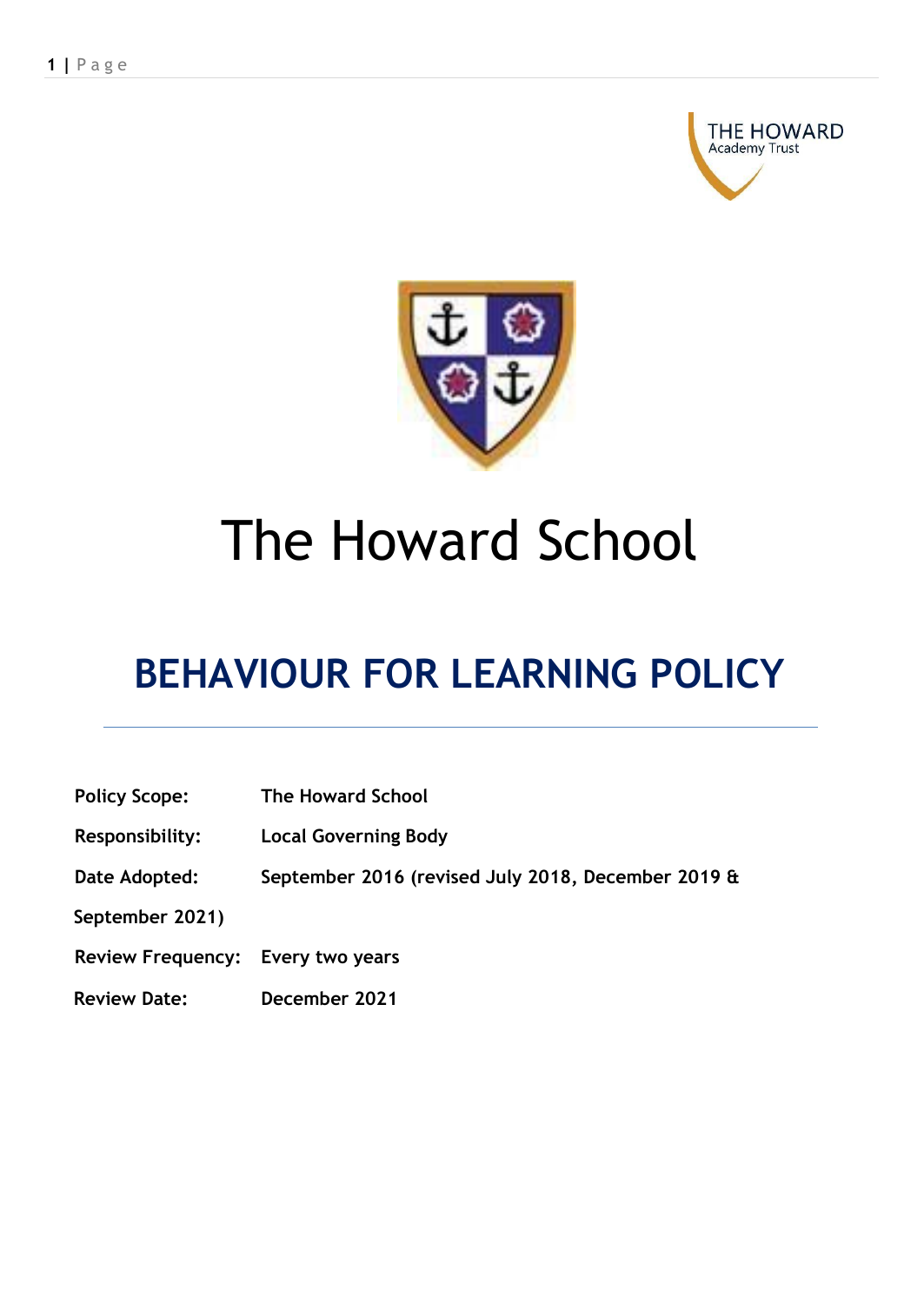THE HOWARD
Academy Trust

# The Howard School

# BEHAVIOUR FOR LEARNING POLICY

**Policy Scope:** **The Howard School**

**Responsibility:** **Local Governing Body**

**Date Adopted:** **September 2016 (revised July 2018, December 2019 & September 2021)**

**Review Frequency:** **Every two years**

**Review Date:** **December 2021**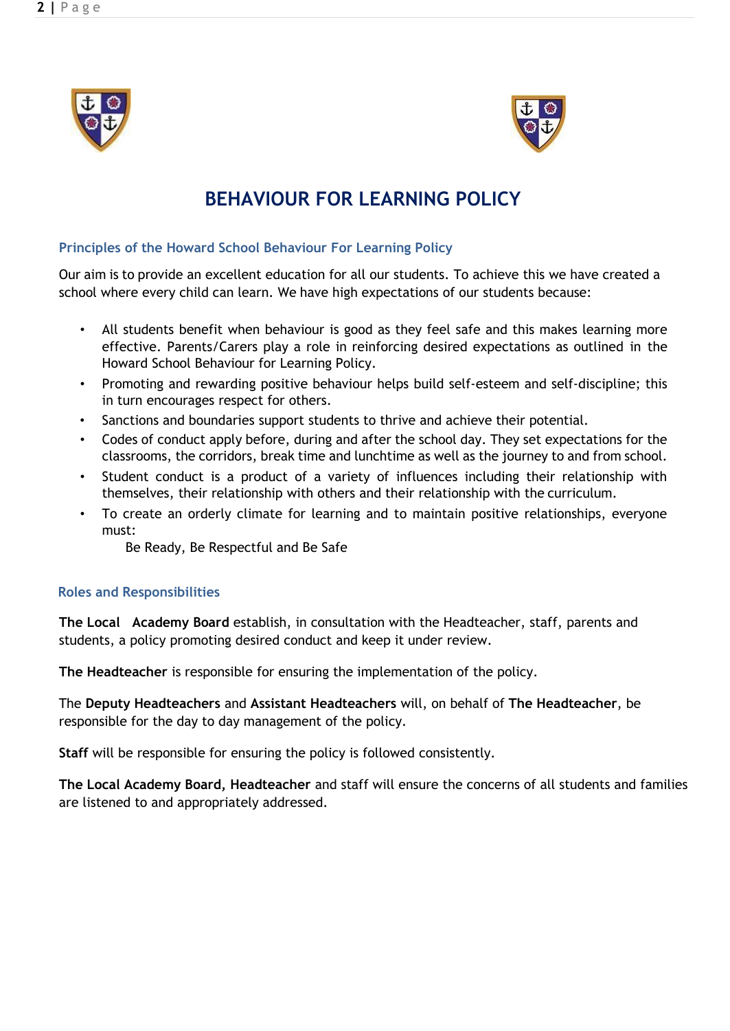# BEHAVIOUR FOR LEARNING POLICY

### Principles of the Howard School Behaviour For Learning Policy

Our aim is to provide an excellent education for all our students. To achieve this we have created a school where every child can learn. We have high expectations of our students because:

- All students benefit when behaviour is good as they feel safe and this makes learning more effective. Parents/Carers play a role in reinforcing desired expectations as outlined in the Howard School Behaviour for Learning Policy.
- Promoting and rewarding positive behaviour helps build self-esteem and self-discipline; this in turn encourages respect for others.
- Sanctions and boundaries support students to thrive and achieve their potential.
- Codes of conduct apply before, during and after the school day. They set expectations for the classrooms, the corridors, break time and lunchtime as well as the journey to and from school.
- Student conduct is a product of a variety of influences including their relationship with themselves, their relationship with others and their relationship with the curriculum.
- To create an orderly climate for learning and to maintain positive relationships, everyone must:

  Be Ready, Be Respectful and Be Safe

### Roles and Responsibilities

**The Local Academy Board** establish, in consultation with the Headteacher, staff, parents and students, a policy promoting desired conduct and keep it under review.

**The Headteacher** is responsible for ensuring the implementation of the policy.

The **Deputy Headteachers** and **Assistant Headteachers** will, on behalf of **The Headteacher**, be responsible for the day to day management of the policy.

**Staff** will be responsible for ensuring the policy is followed consistently.

**The Local Academy Board, Headteacher** and staff will ensure the concerns of all students and families are listened to and appropriately addressed.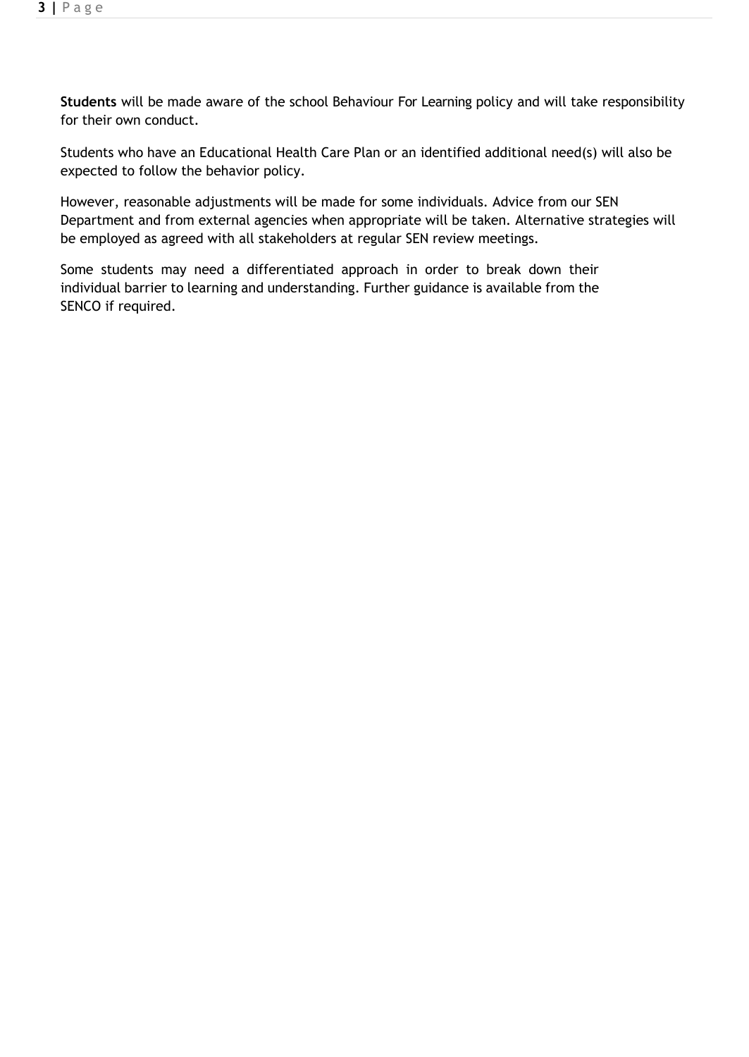**Students** will be made aware of the school Behaviour For Learning policy and will take responsibility for their own conduct.

Students who have an Educational Health Care Plan or an identified additional need(s) will also be expected to follow the behavior policy.

However, reasonable adjustments will be made for some individuals. Advice from our SEN Department and from external agencies when appropriate will be taken. Alternative strategies will be employed as agreed with all stakeholders at regular SEN review meetings.

Some students may need a differentiated approach in order to break down their individual barrier to learning and understanding. Further guidance is available from the SENCO if required.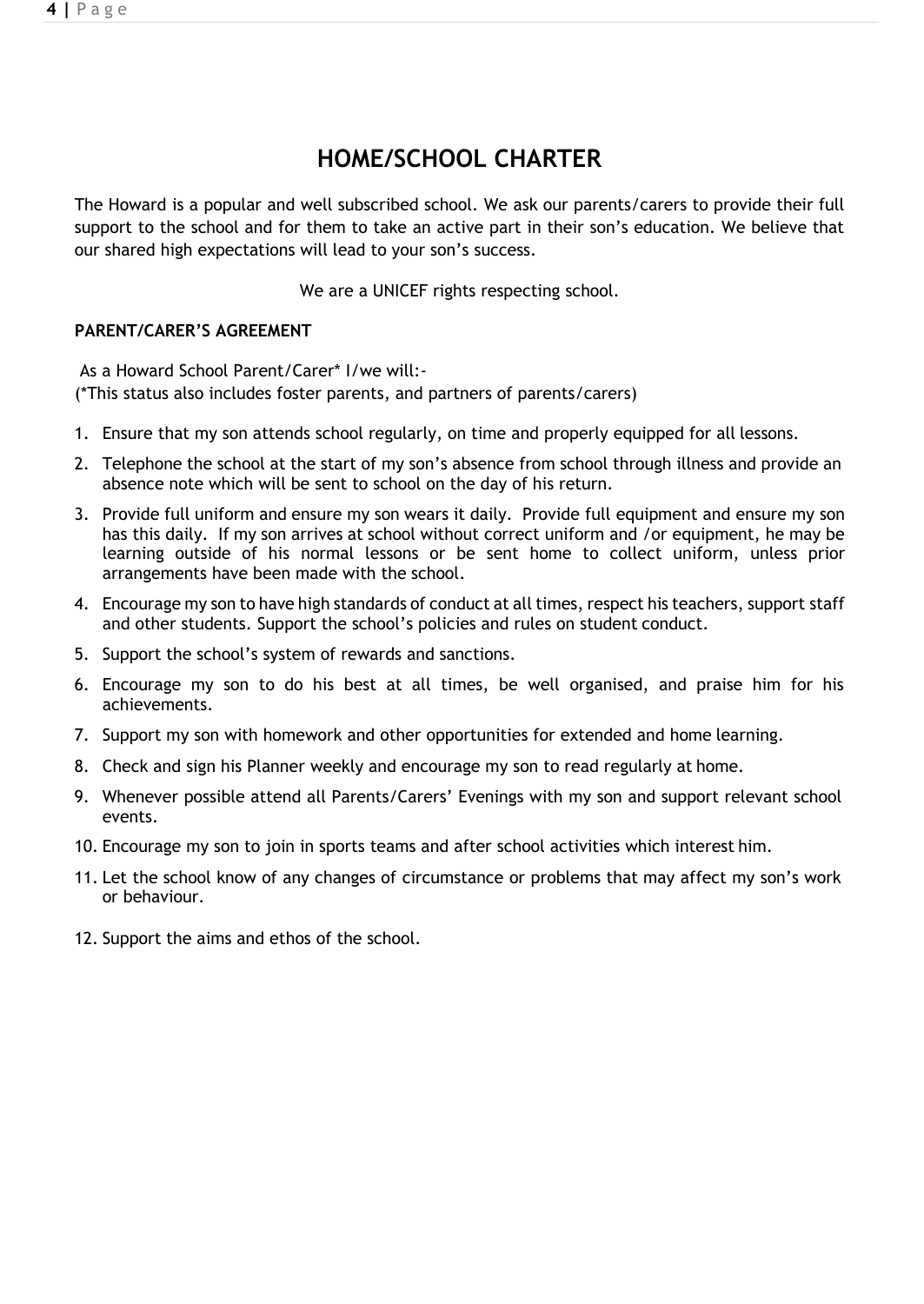# HOME/SCHOOL CHARTER

The Howard is a popular and well subscribed school. We ask our parents/carers to provide their full support to the school and for them to take an active part in their son's education. We believe that our shared high expectations will lead to your son's success.

We are a UNICEF rights respecting school.

**PARENT/CARER'S AGREEMENT**

As a Howard School Parent/Carer* I/we will:-
(*This status also includes foster parents, and partners of parents/carers)

1. Ensure that my son attends school regularly, on time and properly equipped for all lessons.
2. Telephone the school at the start of my son's absence from school through illness and provide an absence note which will be sent to school on the day of his return.
3. Provide full uniform and ensure my son wears it daily. Provide full equipment and ensure my son has this daily. If my son arrives at school without correct uniform and /or equipment, he may be learning outside of his normal lessons or be sent home to collect uniform, unless prior arrangements have been made with the school.
4. Encourage my son to have high standards of conduct at all times, respect his teachers, support staff and other students. Support the school's policies and rules on student conduct.
5. Support the school's system of rewards and sanctions.
6. Encourage my son to do his best at all times, be well organised, and praise him for his achievements.
7. Support my son with homework and other opportunities for extended and home learning.
8. Check and sign his Planner weekly and encourage my son to read regularly at home.
9. Whenever possible attend all Parents/Carers' Evenings with my son and support relevant school events.
10. Encourage my son to join in sports teams and after school activities which interest him.
11. Let the school know of any changes of circumstance or problems that may affect my son's work or behaviour.
12. Support the aims and ethos of the school.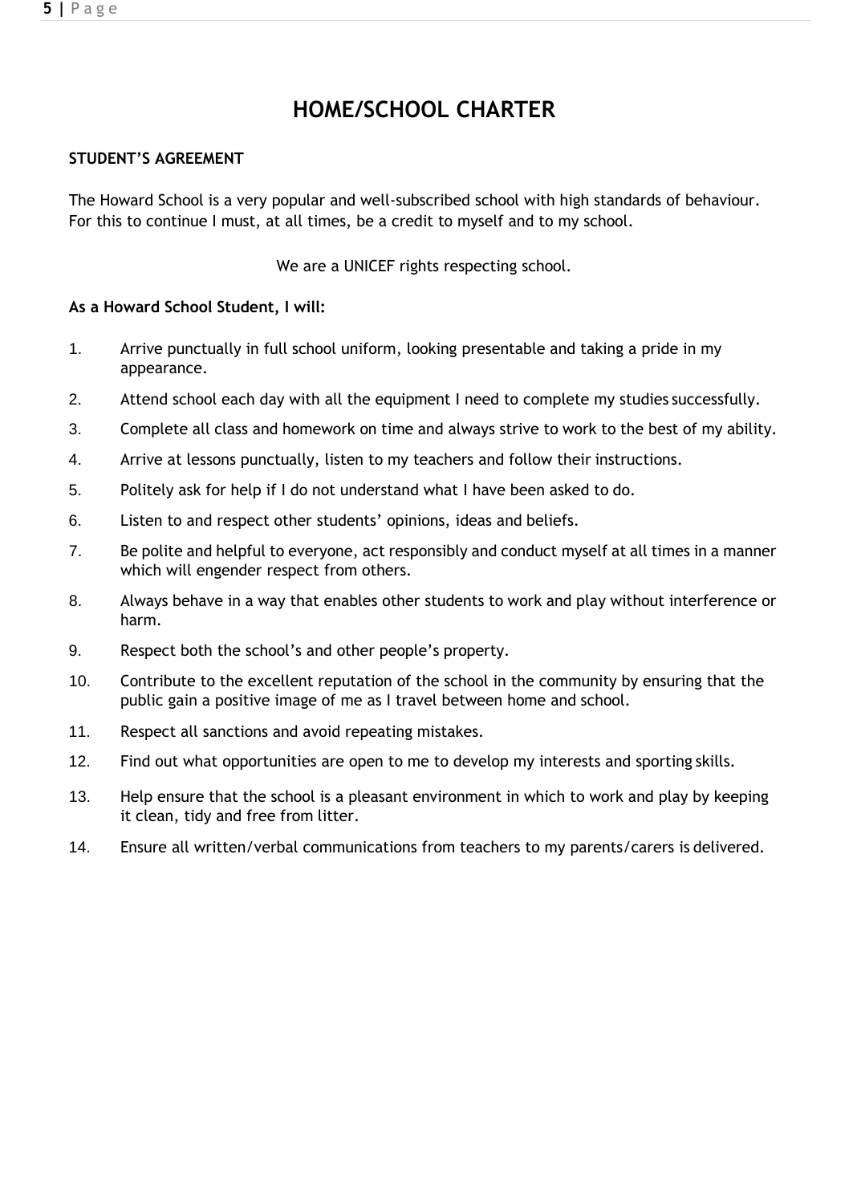# HOME/SCHOOL CHARTER

**STUDENT'S AGREEMENT**

The Howard School is a very popular and well-subscribed school with high standards of behaviour. For this to continue I must, at all times, be a credit to myself and to my school.

We are a UNICEF rights respecting school.

**As a Howard School Student, I will:**

1. Arrive punctually in full school uniform, looking presentable and taking a pride in my appearance.
2. Attend school each day with all the equipment I need to complete my studies successfully.
3. Complete all class and homework on time and always strive to work to the best of my ability.
4. Arrive at lessons punctually, listen to my teachers and follow their instructions.
5. Politely ask for help if I do not understand what I have been asked to do.
6. Listen to and respect other students' opinions, ideas and beliefs.
7. Be polite and helpful to everyone, act responsibly and conduct myself at all times in a manner which will engender respect from others.
8. Always behave in a way that enables other students to work and play without interference or harm.
9. Respect both the school's and other people's property.
10. Contribute to the excellent reputation of the school in the community by ensuring that the public gain a positive image of me as I travel between home and school.
11. Respect all sanctions and avoid repeating mistakes.
12. Find out what opportunities are open to me to develop my interests and sporting skills.
13. Help ensure that the school is a pleasant environment in which to work and play by keeping it clean, tidy and free from litter.
14. Ensure all written/verbal communications from teachers to my parents/carers is delivered.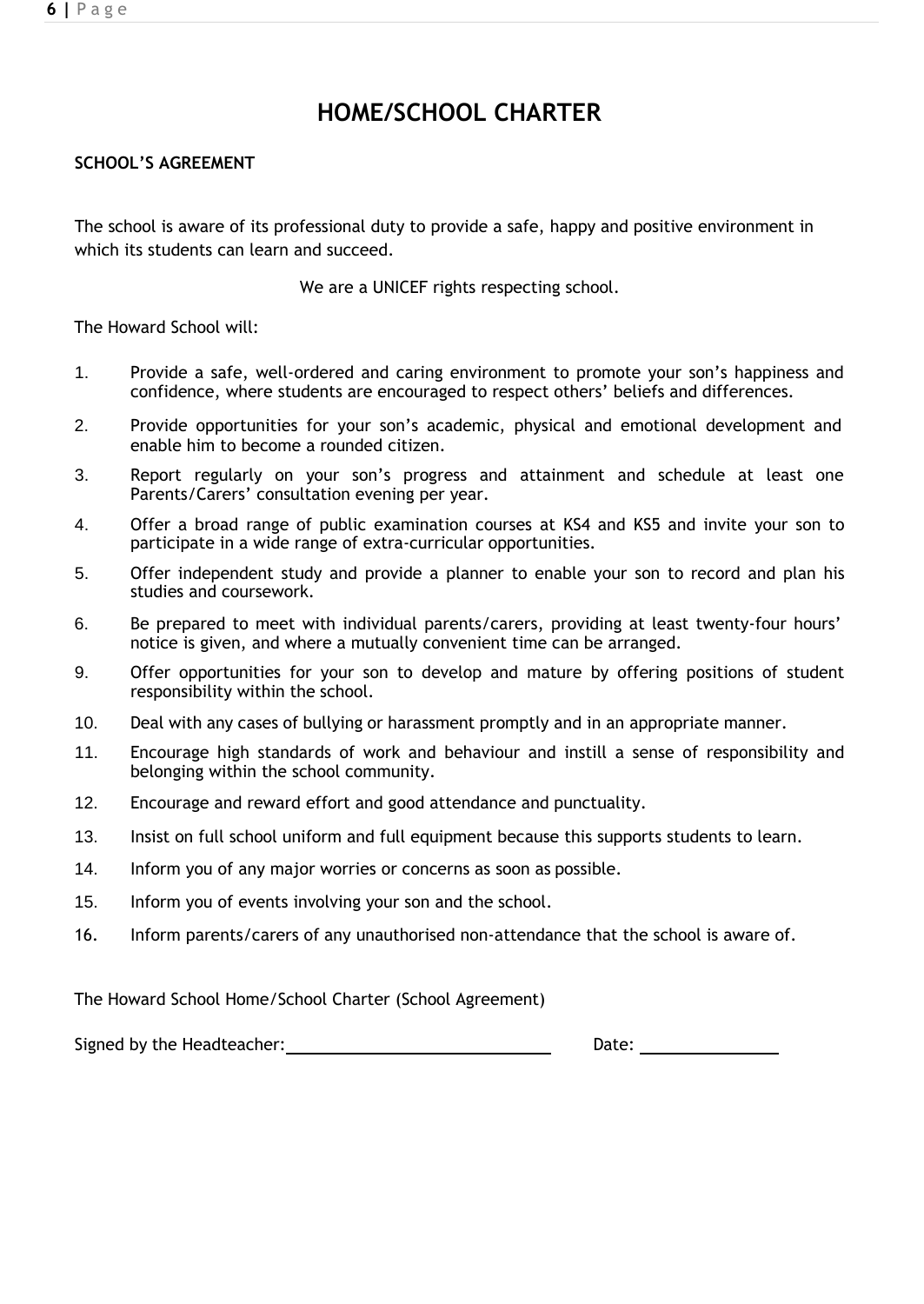# HOME/SCHOOL CHARTER

**SCHOOL'S AGREEMENT**

The school is aware of its professional duty to provide a safe, happy and positive environment in which its students can learn and succeed.

We are a UNICEF rights respecting school.

The Howard School will:

1. Provide a safe, well-ordered and caring environment to promote your son's happiness and confidence, where students are encouraged to respect others' beliefs and differences.
2. Provide opportunities for your son's academic, physical and emotional development and enable him to become a rounded citizen.
3. Report regularly on your son's progress and attainment and schedule at least one Parents/Carers' consultation evening per year.
4. Offer a broad range of public examination courses at KS4 and KS5 and invite your son to participate in a wide range of extra-curricular opportunities.
5. Offer independent study and provide a planner to enable your son to record and plan his studies and coursework.
6. Be prepared to meet with individual parents/carers, providing at least twenty-four hours' notice is given, and where a mutually convenient time can be arranged.
9. Offer opportunities for your son to develop and mature by offering positions of student responsibility within the school.
10. Deal with any cases of bullying or harassment promptly and in an appropriate manner.
11. Encourage high standards of work and behaviour and instill a sense of responsibility and belonging within the school community.
12. Encourage and reward effort and good attendance and punctuality.
13. Insist on full school uniform and full equipment because this supports students to learn.
14. Inform you of any major worries or concerns as soon as possible.
15. Inform you of events involving your son and the school.
16. Inform parents/carers of any unauthorised non-attendance that the school is aware of.

The Howard School Home/School Charter (School Agreement)

Signed by the Headteacher: ______________________________ Date: _______________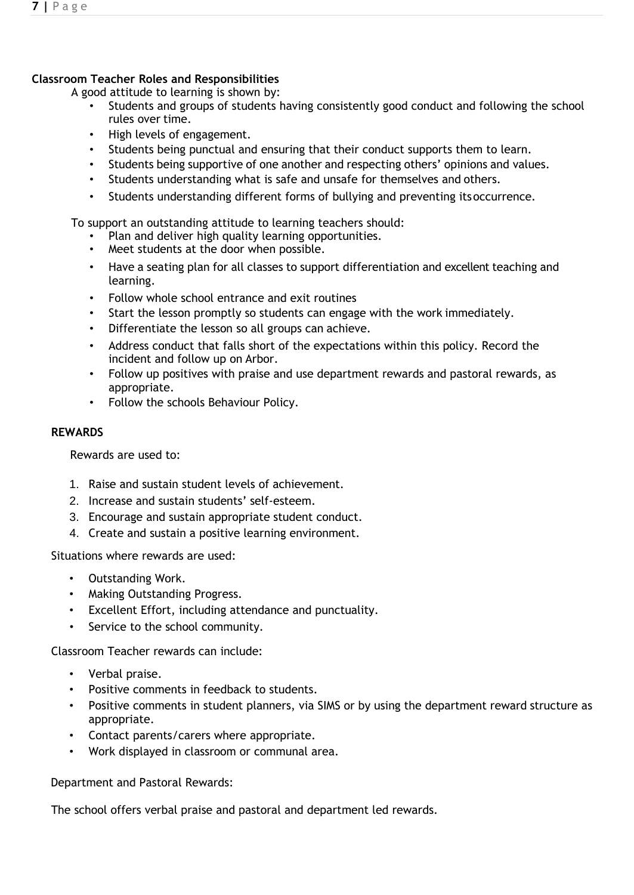**Classroom Teacher Roles and Responsibilities**

A good attitude to learning is shown by:

- Students and groups of students having consistently good conduct and following the school rules over time.
- High levels of engagement.
- Students being punctual and ensuring that their conduct supports them to learn.
- Students being supportive of one another and respecting others' opinions and values.
- Students understanding what is safe and unsafe for themselves and others.
- Students understanding different forms of bullying and preventing its occurrence.

To support an outstanding attitude to learning teachers should:

- Plan and deliver high quality learning opportunities.
- Meet students at the door when possible.
- Have a seating plan for all classes to support differentiation and excellent teaching and learning.
- Follow whole school entrance and exit routines
- Start the lesson promptly so students can engage with the work immediately.
- Differentiate the lesson so all groups can achieve.
- Address conduct that falls short of the expectations within this policy. Record the incident and follow up on Arbor.
- Follow up positives with praise and use department rewards and pastoral rewards, as appropriate.
- Follow the schools Behaviour Policy.

**REWARDS**

Rewards are used to:

1. Raise and sustain student levels of achievement.
2. Increase and sustain students' self-esteem.
3. Encourage and sustain appropriate student conduct.
4. Create and sustain a positive learning environment.

Situations where rewards are used:

- Outstanding Work.
- Making Outstanding Progress.
- Excellent Effort, including attendance and punctuality.
- Service to the school community.

Classroom Teacher rewards can include:

- Verbal praise.
- Positive comments in feedback to students.
- Positive comments in student planners, via SIMS or by using the department reward structure as appropriate.
- Contact parents/carers where appropriate.
- Work displayed in classroom or communal area.

Department and Pastoral Rewards:

The school offers verbal praise and pastoral and department led rewards.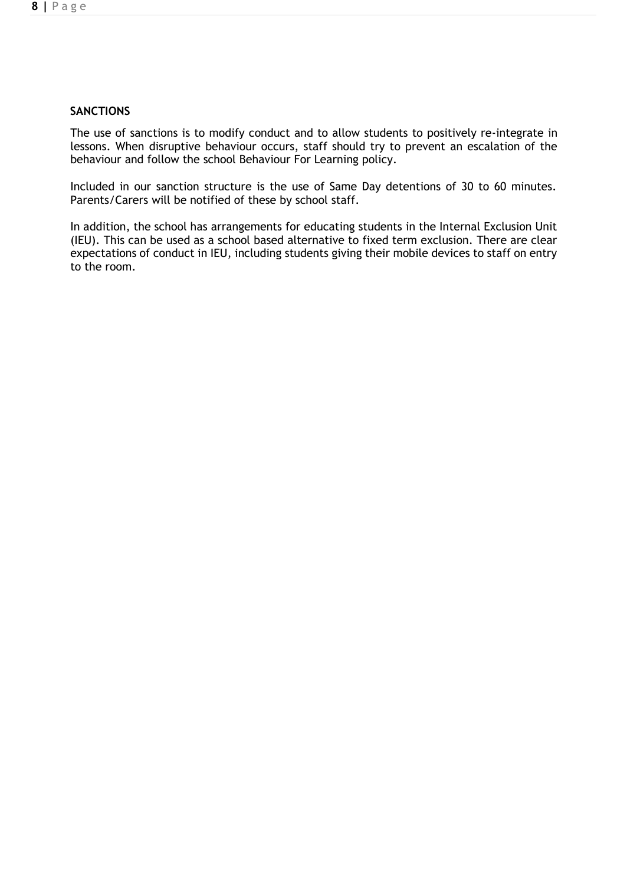**SANCTIONS**

The use of sanctions is to modify conduct and to allow students to positively re-integrate in lessons. When disruptive behaviour occurs, staff should try to prevent an escalation of the behaviour and follow the school Behaviour For Learning policy.

Included in our sanction structure is the use of Same Day detentions of 30 to 60 minutes. Parents/Carers will be notified of these by school staff.

In addition, the school has arrangements for educating students in the Internal Exclusion Unit (IEU). This can be used as a school based alternative to fixed term exclusion. There are clear expectations of conduct in IEU, including students giving their mobile devices to staff on entry to the room.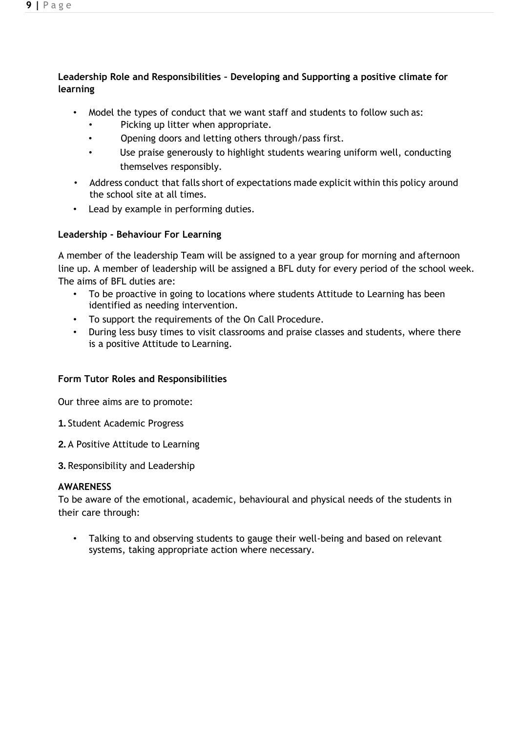**Leadership Role and Responsibilities – Developing and Supporting a positive climate for learning**

- Model the types of conduct that we want staff and students to follow such as:
  - Picking up litter when appropriate.
  - Opening doors and letting others through/pass first.
  - Use praise generously to highlight students wearing uniform well, conducting themselves responsibly.
- Address conduct that falls short of expectations made explicit within this policy around the school site at all times.
- Lead by example in performing duties.

**Leadership - Behaviour For Learning**

A member of the leadership Team will be assigned to a year group for morning and afternoon line up. A member of leadership will be assigned a BFL duty for every period of the school week. The aims of BFL duties are:

- To be proactive in going to locations where students Attitude to Learning has been identified as needing intervention.
- To support the requirements of the On Call Procedure.
- During less busy times to visit classrooms and praise classes and students, where there is a positive Attitude to Learning.

**Form Tutor Roles and Responsibilities**

Our three aims are to promote:

**1.** Student Academic Progress

**2.** A Positive Attitude to Learning

**3.** Responsibility and Leadership

**AWARENESS**

To be aware of the emotional, academic, behavioural and physical needs of the students in their care through:

- Talking to and observing students to gauge their well-being and based on relevant systems, taking appropriate action where necessary.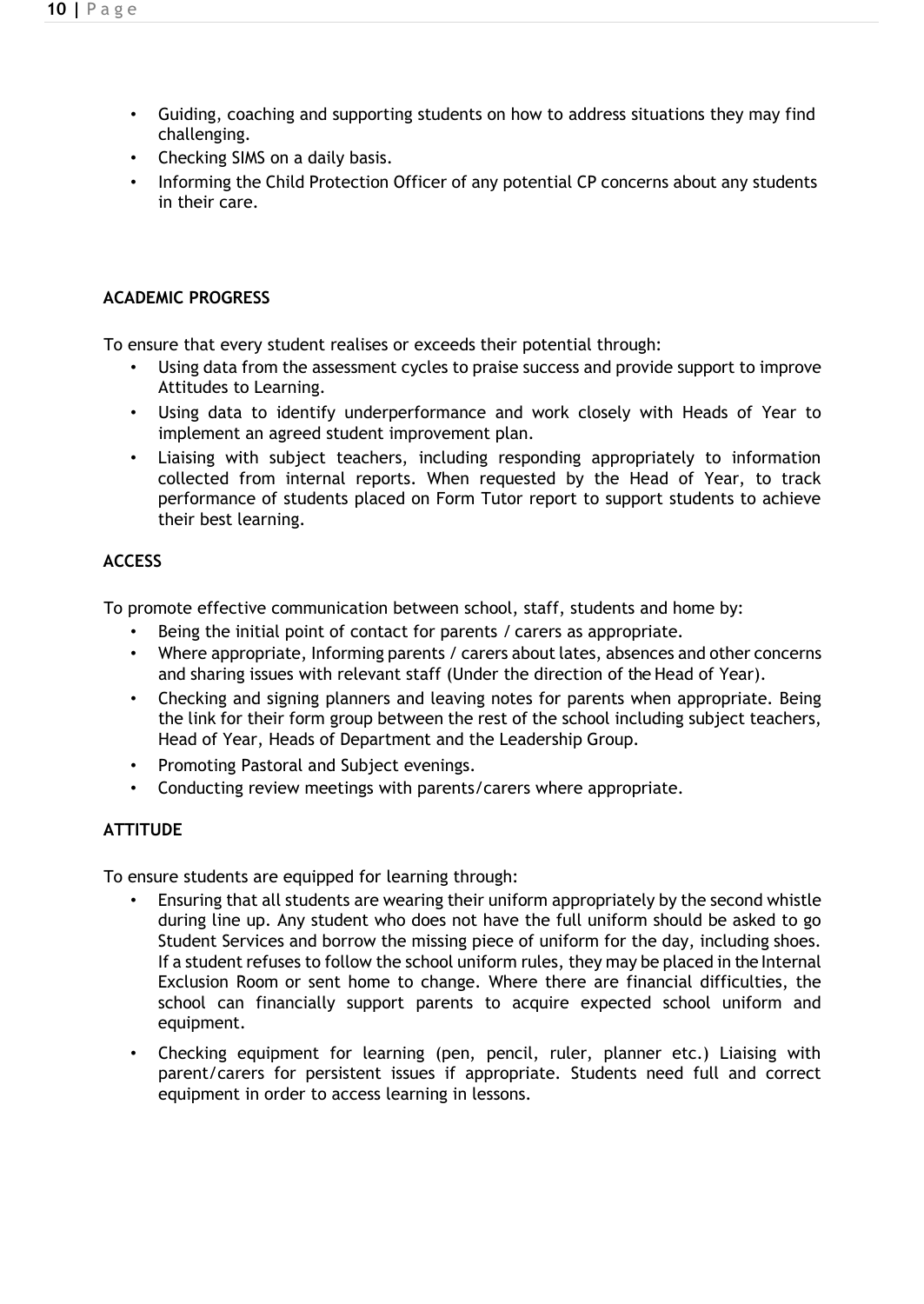- Guiding, coaching and supporting students on how to address situations they may find challenging.
- Checking SIMS on a daily basis.
- Informing the Child Protection Officer of any potential CP concerns about any students in their care.

**ACADEMIC PROGRESS**

To ensure that every student realises or exceeds their potential through:

- Using data from the assessment cycles to praise success and provide support to improve Attitudes to Learning.
- Using data to identify underperformance and work closely with Heads of Year to implement an agreed student improvement plan.
- Liaising with subject teachers, including responding appropriately to information collected from internal reports. When requested by the Head of Year, to track performance of students placed on Form Tutor report to support students to achieve their best learning.

**ACCESS**

To promote effective communication between school, staff, students and home by:

- Being the initial point of contact for parents / carers as appropriate.
- Where appropriate, Informing parents / carers about lates, absences and other concerns and sharing issues with relevant staff (Under the direction of the Head of Year).
- Checking and signing planners and leaving notes for parents when appropriate. Being the link for their form group between the rest of the school including subject teachers, Head of Year, Heads of Department and the Leadership Group.
- Promoting Pastoral and Subject evenings.
- Conducting review meetings with parents/carers where appropriate.

**ATTITUDE**

To ensure students are equipped for learning through:

- Ensuring that all students are wearing their uniform appropriately by the second whistle during line up. Any student who does not have the full uniform should be asked to go Student Services and borrow the missing piece of uniform for the day, including shoes. If a student refuses to follow the school uniform rules, they may be placed in the Internal Exclusion Room or sent home to change. Where there are financial difficulties, the school can financially support parents to acquire expected school uniform and equipment.
- Checking equipment for learning (pen, pencil, ruler, planner etc.) Liaising with parent/carers for persistent issues if appropriate. Students need full and correct equipment in order to access learning in lessons.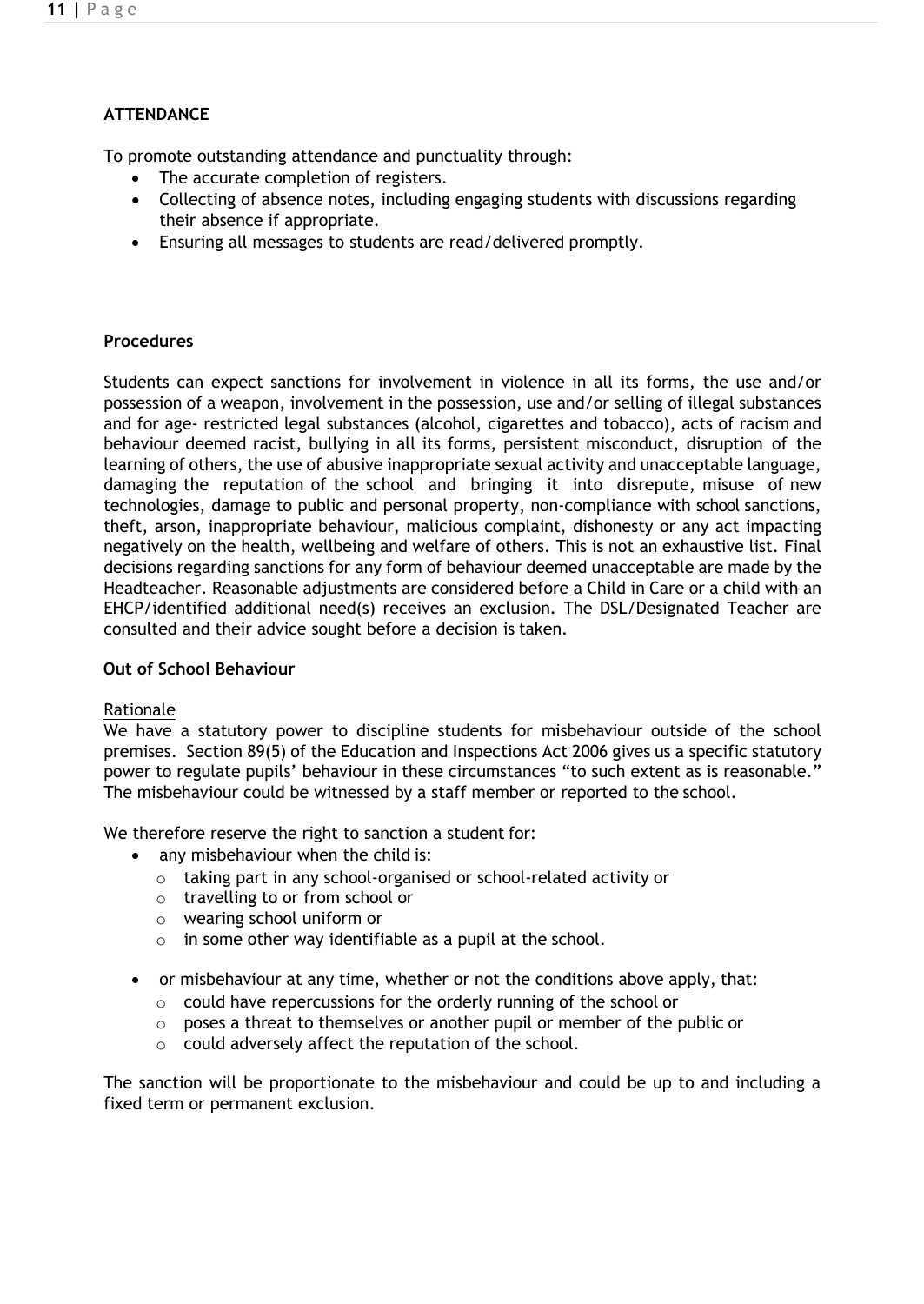**ATTENDANCE**

To promote outstanding attendance and punctuality through:

- The accurate completion of registers.
- Collecting of absence notes, including engaging students with discussions regarding their absence if appropriate.
- Ensuring all messages to students are read/delivered promptly.

**Procedures**

Students can expect sanctions for involvement in violence in all its forms, the use and/or possession of a weapon, involvement in the possession, use and/or selling of illegal substances and for age- restricted legal substances (alcohol, cigarettes and tobacco), acts of racism and behaviour deemed racist, bullying in all its forms, persistent misconduct, disruption of the learning of others, the use of abusive inappropriate sexual activity and unacceptable language, damaging the reputation of the school and bringing it into disrepute, misuse of new technologies, damage to public and personal property, non-compliance with school sanctions, theft, arson, inappropriate behaviour, malicious complaint, dishonesty or any act impacting negatively on the health, wellbeing and welfare of others. This is not an exhaustive list. Final decisions regarding sanctions for any form of behaviour deemed unacceptable are made by the Headteacher. Reasonable adjustments are considered before a Child in Care or a child with an EHCP/identified additional need(s) receives an exclusion. The DSL/Designated Teacher are consulted and their advice sought before a decision is taken.

**Out of School Behaviour**

Rationale

We have a statutory power to discipline students for misbehaviour outside of the school premises. Section 89(5) of the Education and Inspections Act 2006 gives us a specific statutory power to regulate pupils' behaviour in these circumstances "to such extent as is reasonable." The misbehaviour could be witnessed by a staff member or reported to the school.

We therefore reserve the right to sanction a student for:

- any misbehaviour when the child is:
  - taking part in any school-organised or school-related activity or
  - travelling to or from school or
  - wearing school uniform or
  - in some other way identifiable as a pupil at the school.
- or misbehaviour at any time, whether or not the conditions above apply, that:
  - could have repercussions for the orderly running of the school or
  - poses a threat to themselves or another pupil or member of the public or
  - could adversely affect the reputation of the school.

The sanction will be proportionate to the misbehaviour and could be up to and including a fixed term or permanent exclusion.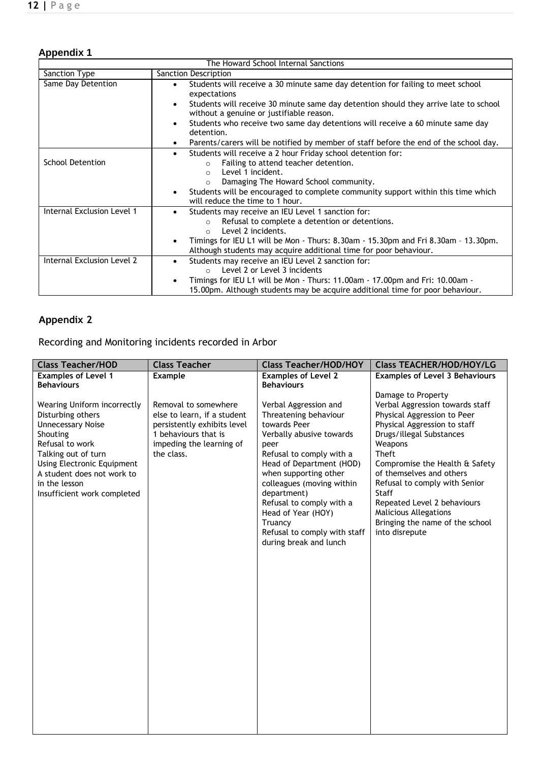## Appendix 1

| The Howard School Internal Sanctions | |
|---|---|
| Sanction Type | Sanction Description |
| Same Day Detention | • Students will receive a 30 minute same day detention for failing to meet school expectations<br>• Students will receive 30 minute same day detention should they arrive late to school without a genuine or justifiable reason.<br>• Students who receive two same day detentions will receive a 60 minute same day detention.<br>• Parents/carers will be notified by member of staff before the end of the school day. |
| School Detention | • Students will receive a 2 hour Friday school detention for:<br>  ○ Failing to attend teacher detention.<br>  ○ Level 1 incident.<br>  ○ Damaging The Howard School community.<br>• Students will be encouraged to complete community support within this time which will reduce the time to 1 hour. |
| Internal Exclusion Level 1 | • Students may receive an IEU Level 1 sanction for:<br>  ○ Refusal to complete a detention or detentions.<br>  ○ Level 2 incidents.<br>• Timings for IEU L1 will be Mon - Thurs: 8.30am - 15.30pm and Fri 8.30am – 13.30pm. Although students may acquire additional time for poor behaviour. |
| Internal Exclusion Level 2 | • Students may receive an IEU Level 2 sanction for:<br>  ○ Level 2 or Level 3 incidents<br>• Timings for IEU L1 will be Mon - Thurs: 11.00am - 17.00pm and Fri: 10.00am - 15.00pm. Although students may be acquire additional time for poor behaviour. |

## Appendix 2

Recording and Monitoring incidents recorded in Arbor

| Class Teacher/HOD | Class Teacher | Class Teacher/HOD/HOY | Class TEACHER/HOD/HOY/LG |
|---|---|---|---|
| **Examples of Level 1 Behaviours**<br><br>Wearing Uniform incorrectly<br>Disturbing others<br>Unnecessary Noise<br>Shouting<br>Refusal to work<br>Talking out of turn<br>Using Electronic Equipment<br>A student does not work to in the lesson<br>Insufficient work completed | **Example**<br><br>Removal to somewhere else to learn, if a student persistently exhibits level 1 behaviours that is impeding the learning of the class. | **Examples of Level 2 Behaviours**<br><br>Verbal Aggression and Threatening behaviour towards Peer<br>Verbally abusive towards peer<br>Refusal to comply with a Head of Department (HOD) when supporting other colleagues (moving within department)<br>Refusal to comply with a Head of Year (HOY)<br>Truancy<br>Refusal to comply with staff during break and lunch | **Examples of Level 3 Behaviours**<br><br>Damage to Property<br>Verbal Aggression towards staff<br>Physical Aggression to Peer<br>Physical Aggression to staff<br>Drugs/illegal Substances<br>Weapons<br>Theft<br>Compromise the Health & Safety of themselves and others<br>Refusal to comply with Senior Staff<br>Repeated Level 2 behaviours<br>Malicious Allegations<br>Bringing the name of the school into disrepute |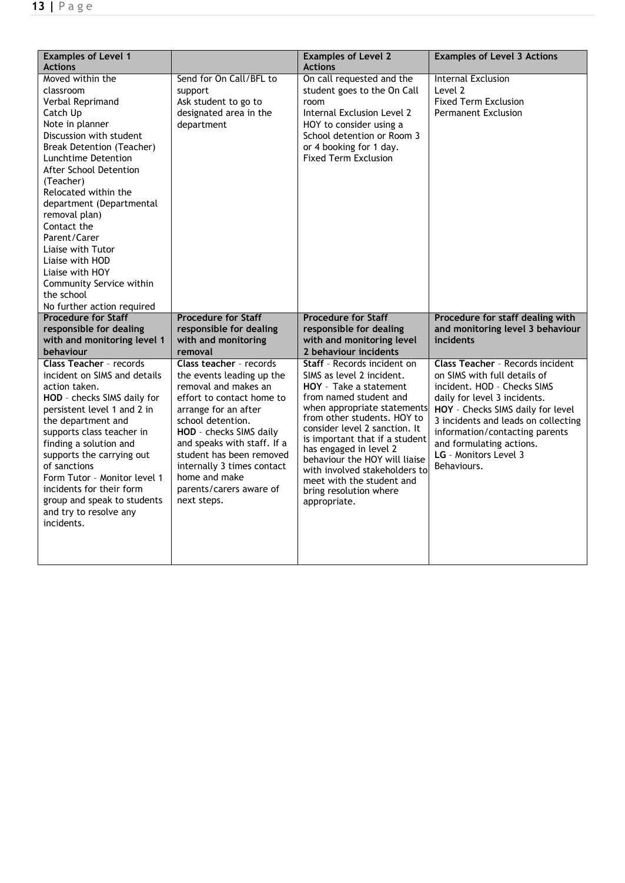| Examples of Level 1 Actions | | Examples of Level 2 Actions | Examples of Level 3 Actions |
|---|---|---|---|
| Moved within the classroom<br>Verbal Reprimand<br>Catch Up<br>Note in planner<br>Discussion with student<br>Break Detention (Teacher)<br>Lunchtime Detention<br>After School Detention (Teacher)<br>Relocated within the department (Departmental removal plan)<br>Contact the Parent/Carer<br>Liaise with Tutor<br>Liaise with HOD<br>Liaise with HOY<br>Community Service within the school<br>No further action required | Send for On Call/BFL to support<br>Ask student to go to designated area in the department | On call requested and the student goes to the On Call room<br>Internal Exclusion Level 2<br>HOY to consider using a School detention or Room 3 or 4 booking for 1 day.<br>Fixed Term Exclusion | Internal Exclusion Level 2<br>Fixed Term Exclusion<br>Permanent Exclusion |
| **Procedure for Staff responsible for dealing with and monitoring level 1 behaviour** | **Procedure for Staff responsible for dealing with and monitoring removal** | **Procedure for Staff responsible for dealing with and monitoring level 2 behaviour incidents** | **Procedure for staff dealing with and monitoring level 3 behaviour incidents** |
| **Class Teacher** - records incident on SIMS and details action taken.<br>**HOD** - checks SIMS daily for persistent level 1 and 2 in the department and supports class teacher in finding a solution and supports the carrying out of sanctions<br>Form Tutor - Monitor level 1 incidents for their form group and speak to students and try to resolve any incidents. | **Class teacher** - records the events leading up the removal and makes an effort to contact home to arrange for an after school detention.<br>**HOD** - checks SIMS daily and speaks with staff. If a student has been removed internally 3 times contact home and make parents/carers aware of next steps. | **Staff** - Records incident on SIMS as level 2 incident.<br>**HOY** - Take a statement from named student and when appropriate statements from other students. HOY to consider level 2 sanction. It is important that if a student has engaged in level 2 behaviour the HOY will liaise with involved stakeholders to meet with the student and bring resolution where appropriate. | **Class Teacher** - Records incident on SIMS with full details of incident. HOD - Checks SIMS daily for level 3 incidents.<br>**HOY** - Checks SIMS daily for level 3 incidents and leads on collecting information/contacting parents and formulating actions.<br>**LG** - Monitors Level 3 Behaviours. |